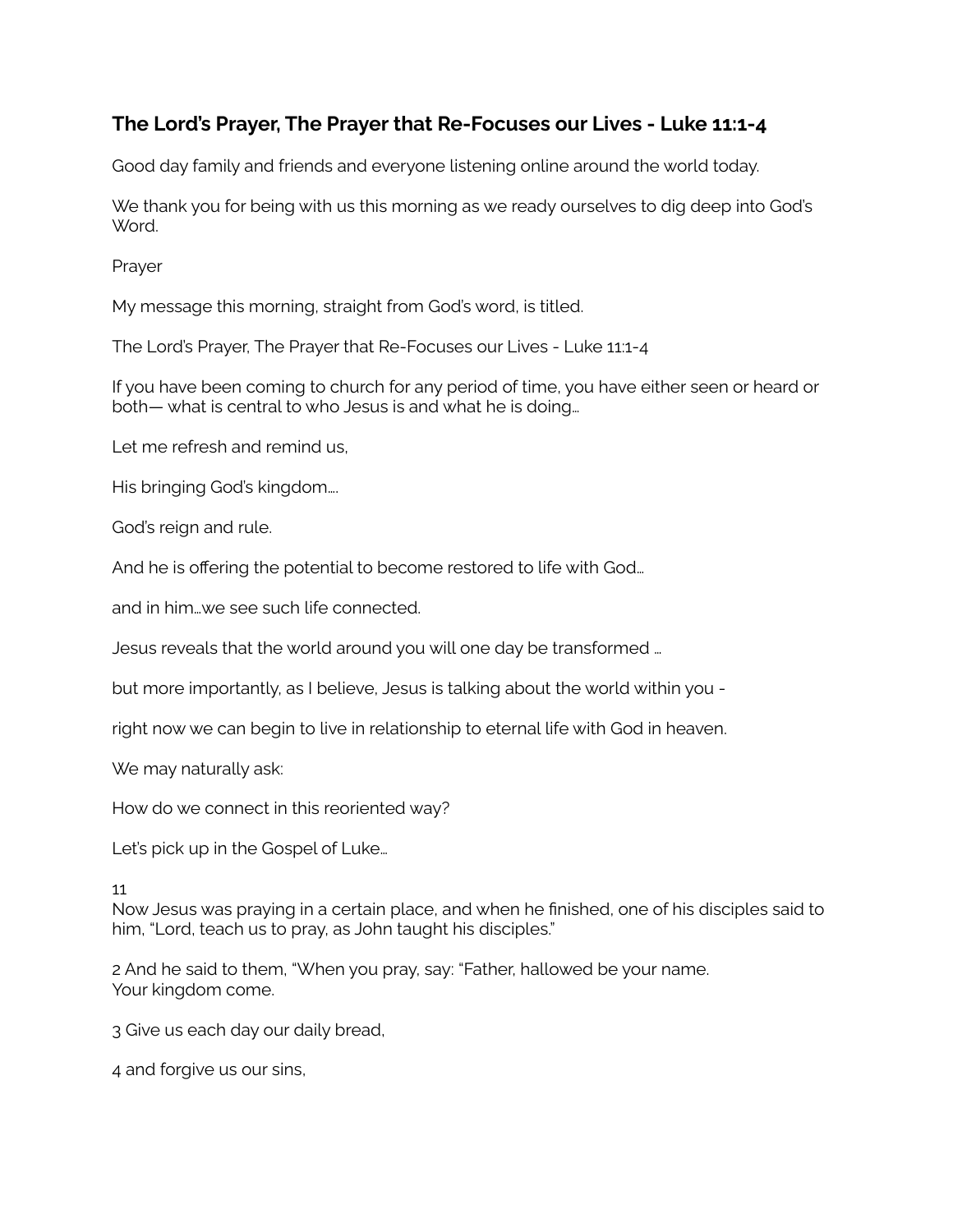## The Lord's Prayer, The Prayer that Re-Focuses our Lives - Luke 11:1-4

Good day family and friends and everyone listening online around the world today.

We thank you for being with us this morning as we ready ourselves to dig deep into God's Word.

Prayer

My message this morning, straight from God's word, is titled.

The Lord's Prayer, The Prayer that Re-Focuses our Lives - Luke 11:1-4

If you have been coming to church for any period of time, you have either seen or heard or both— what is central to who Jesus is and what he is doing…

Let me refresh and remind us,

His bringing God's kingdom….

God's reign and rule.

And he is offering the potential to become restored to life with God…

and in him…we see such life connected.

Jesus reveals that the world around you will one day be transformed …

but more importantly, as I believe, Jesus is talking about the world within you -

right now we can begin to live in relationship to eternal life with God in heaven.

We may naturally ask:

How do we connect in this reoriented way?

Let's pick up in the Gospel of Luke…

11
Now Jesus was praying in a certain place, and when he finished, one of his disciples said to him, "Lord, teach us to pray, as John taught his disciples."

2 And he said to them, "When you pray, say: "Father, hallowed be your name.
Your kingdom come.

3 Give us each day our daily bread,

4 and forgive us our sins,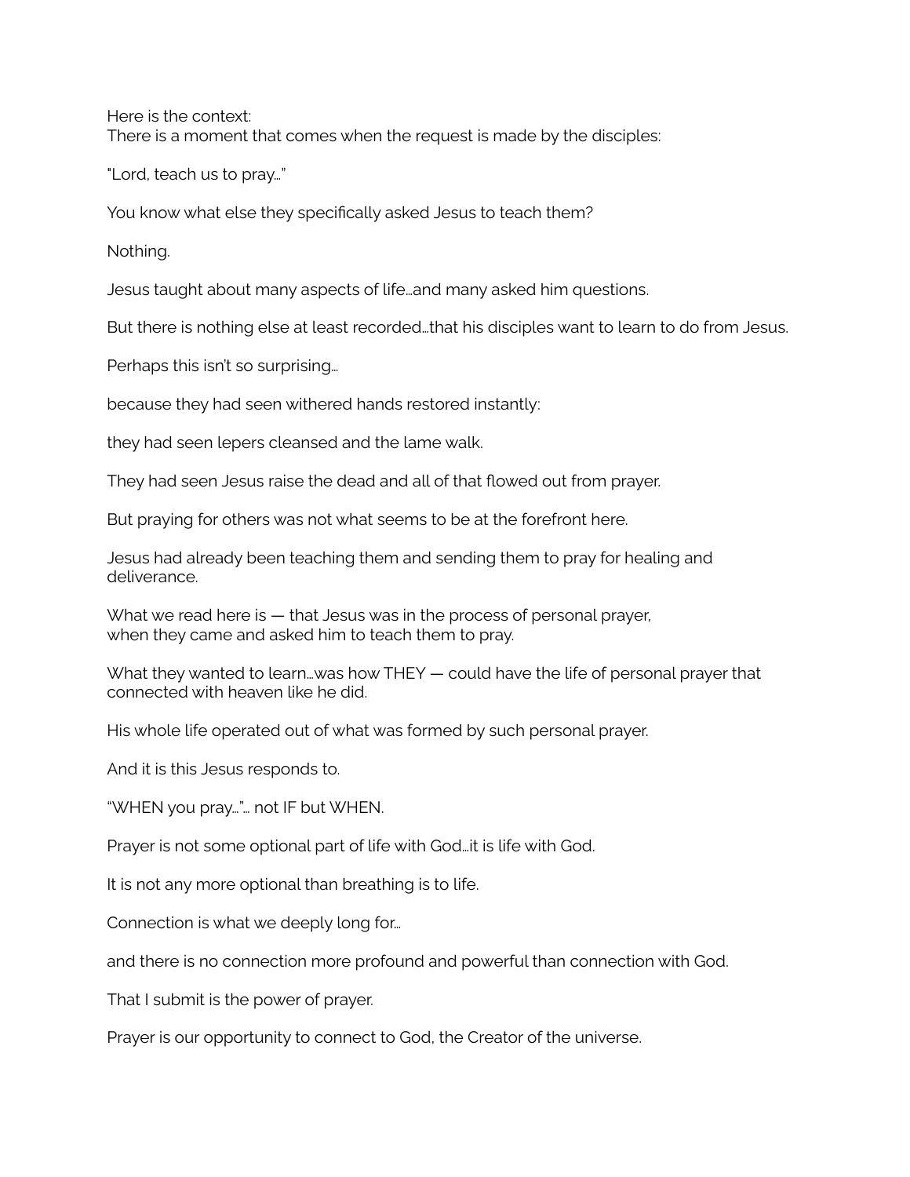Here is the context:
There is a moment that comes when the request is made by the disciples:

"Lord, teach us to pray…"

You know what else they specifically asked Jesus to teach them?

Nothing.

Jesus taught about many aspects of life…and many asked him questions.

But there is nothing else at least recorded…that his disciples want to learn to do from Jesus.

Perhaps this isn't so surprising…

because they had seen withered hands restored instantly:

they had seen lepers cleansed and the lame walk.

They had seen Jesus raise the dead and all of that flowed out from prayer.

But praying for others was not what seems to be at the forefront here.

Jesus had already been teaching them and sending them to pray for healing and deliverance.

What we read here is — that Jesus was in the process of personal prayer,
when they came and asked him to teach them to pray.

What they wanted to learn…was how THEY — could have the life of personal prayer that connected with heaven like he did.

His whole life operated out of what was formed by such personal prayer.

And it is this Jesus responds to.

"WHEN you pray…"… not IF but WHEN.

Prayer is not some optional part of life with God…it is life with God.

It is not any more optional than breathing is to life.

Connection is what we deeply long for…

and there is no connection more profound and powerful than connection with God.

That I submit is the power of prayer.

Prayer is our opportunity to connect to God, the Creator of the universe.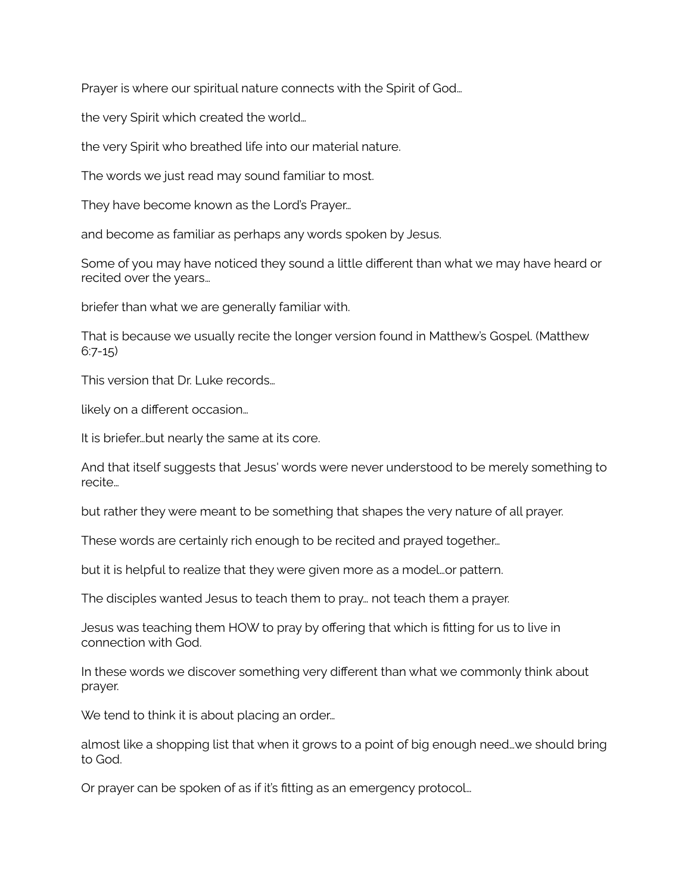Prayer is where our spiritual nature connects with the Spirit of God…

the very Spirit which created the world…

the very Spirit who breathed life into our material nature.

The words we just read may sound familiar to most.

They have become known as the Lord's Prayer…

and become as familiar as perhaps any words spoken by Jesus.

Some of you may have noticed they sound a little different than what we may have heard or recited over the years…

briefer than what we are generally familiar with.

That is because we usually recite the longer version found in Matthew's Gospel. (Matthew 6:7-15)

This version that Dr. Luke records…

likely on a different occasion…

It is briefer…but nearly the same at its core.

And that itself suggests that Jesus' words were never understood to be merely something to recite…

but rather they were meant to be something that shapes the very nature of all prayer.

These words are certainly rich enough to be recited and prayed together…

but it is helpful to realize that they were given more as a model…or pattern.

The disciples wanted Jesus to teach them to pray… not teach them a prayer.

Jesus was teaching them HOW to pray by offering that which is fitting for us to live in connection with God.

In these words we discover something very different than what we commonly think about prayer.

We tend to think it is about placing an order…

almost like a shopping list that when it grows to a point of big enough need…we should bring to God.

Or prayer can be spoken of as if it's fitting as an emergency protocol…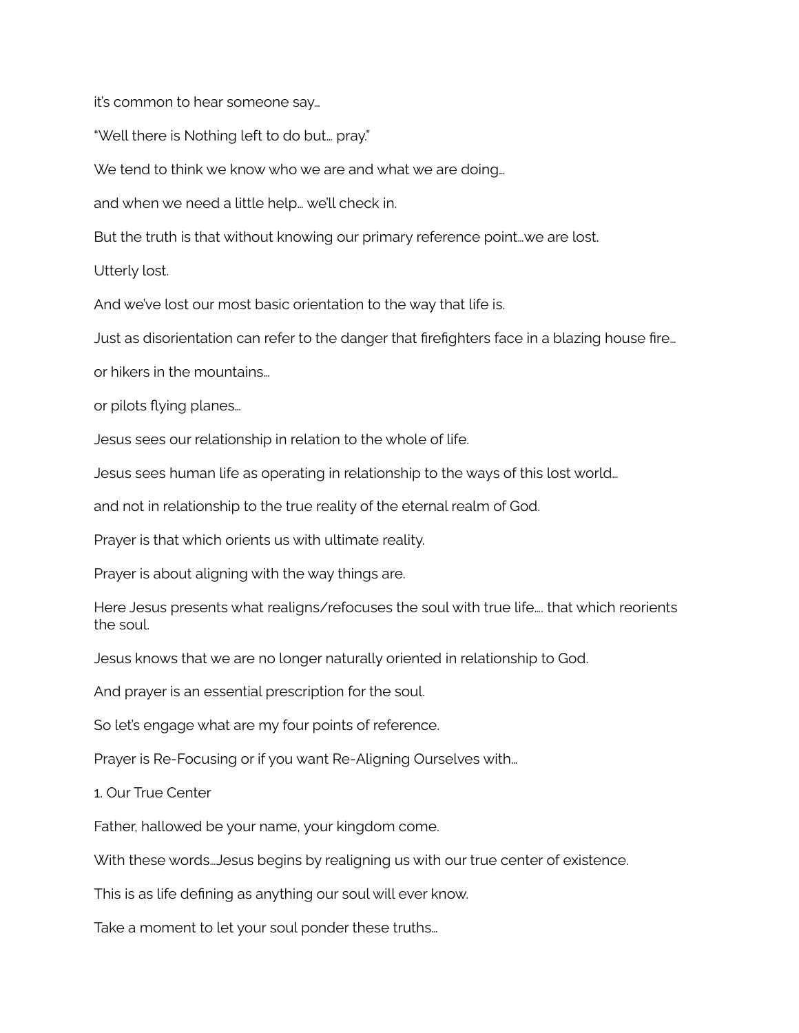it's common to hear someone say…

"Well there is Nothing left to do but… pray."

We tend to think we know who we are and what we are doing…

and when we need a little help… we'll check in.

But the truth is that without knowing our primary reference point…we are lost.

Utterly lost.

And we've lost our most basic orientation to the way that life is.

Just as disorientation can refer to the danger that firefighters face in a blazing house fire…

or hikers in the mountains…

or pilots flying planes…

Jesus sees our relationship in relation to the whole of life.

Jesus sees human life as operating in relationship to the ways of this lost world…

and not in relationship to the true reality of the eternal realm of God.

Prayer is that which orients us with ultimate reality.

Prayer is about aligning with the way things are.

Here Jesus presents what realigns/refocuses the soul with true life…. that which reorients the soul.

Jesus knows that we are no longer naturally oriented in relationship to God.

And prayer is an essential prescription for the soul.

So let's engage what are my four points of reference.

Prayer is Re-Focusing or if you want Re-Aligning Ourselves with…

1. Our True Center

Father, hallowed be your name, your kingdom come.

With these words…Jesus begins by realigning us with our true center of existence.

This is as life defining as anything our soul will ever know.

Take a moment to let your soul ponder these truths…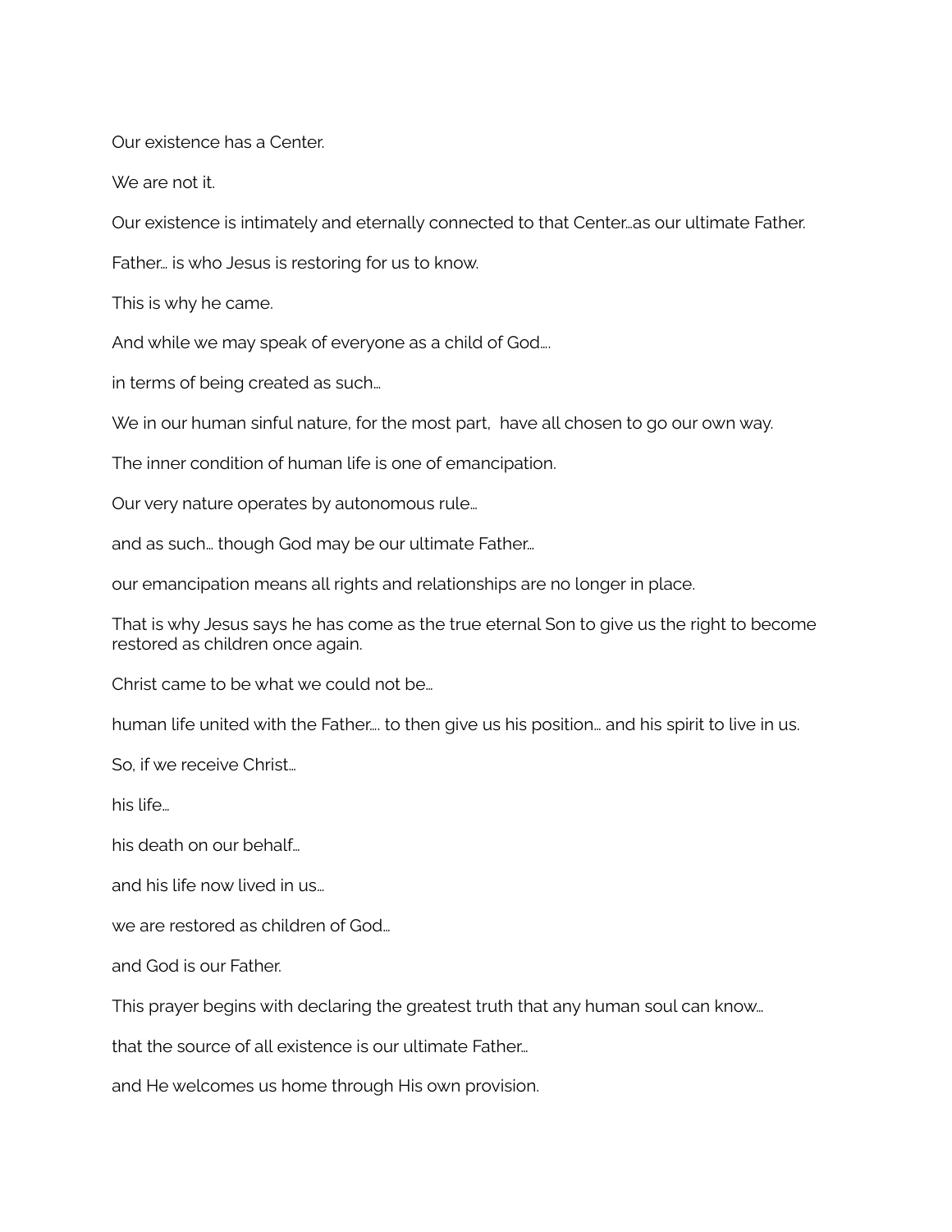Our existence has a Center.

We are not it.

Our existence is intimately and eternally connected to that Center…as our ultimate Father.

Father… is who Jesus is restoring for us to know.

This is why he came.

And while we may speak of everyone as a child of God….

in terms of being created as such…

We in our human sinful nature, for the most part,  have all chosen to go our own way.

The inner condition of human life is one of emancipation.

Our very nature operates by autonomous rule…

and as such… though God may be our ultimate Father…

our emancipation means all rights and relationships are no longer in place.

That is why Jesus says he has come as the true eternal Son to give us the right to become restored as children once again.

Christ came to be what we could not be…

human life united with the Father…. to then give us his position… and his spirit to live in us.

So, if we receive Christ…

his life…

his death on our behalf…

and his life now lived in us…

we are restored as children of God…

and God is our Father.

This prayer begins with declaring the greatest truth that any human soul can know…

that the source of all existence is our ultimate Father…

and He welcomes us home through His own provision.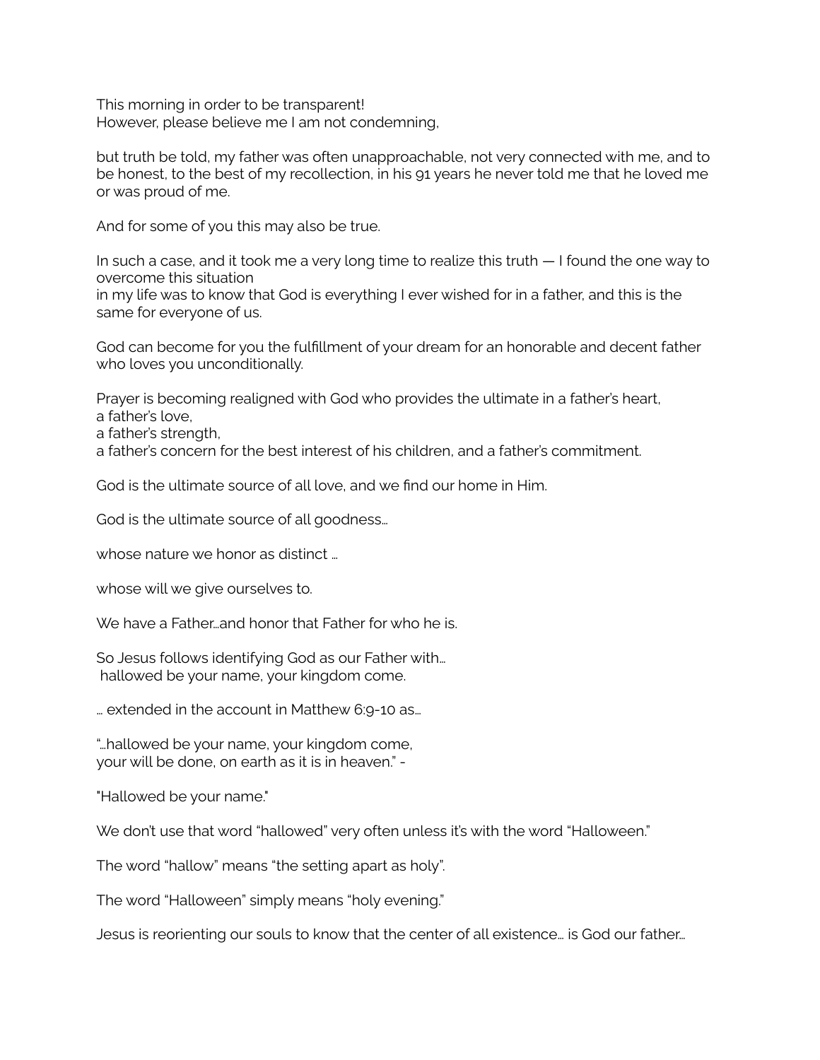This morning in order to be transparent!
However, please believe me I am not condemning,

but truth be told, my father was often unapproachable, not very connected with me, and to be honest, to the best of my recollection, in his 91 years he never told me that he loved me or was proud of me.

And for some of you this may also be true.

In such a case, and it took me a very long time to realize this truth — I found the one way to overcome this situation
in my life was to know that God is everything I ever wished for in a father, and this is the same for everyone of us.

God can become for you the fulfillment of your dream for an honorable and decent father who loves you unconditionally.

Prayer is becoming realigned with God who provides the ultimate in a father's heart,
a father's love,
a father's strength,
a father's concern for the best interest of his children, and a father's commitment.

God is the ultimate source of all love, and we find our home in Him.

God is the ultimate source of all goodness…

whose nature we honor as distinct …

whose will we give ourselves to.

We have a Father…and honor that Father for who he is.

So Jesus follows identifying God as our Father with…
hallowed be your name, your kingdom come.

… extended in the account in Matthew 6:9-10 as…

"…hallowed be your name, your kingdom come,
your will be done, on earth as it is in heaven." -

"Hallowed be your name."

We don't use that word "hallowed" very often unless it's with the word "Halloween."

The word "hallow" means "the setting apart as holy".

The word "Halloween" simply means "holy evening."

Jesus is reorienting our souls to know that the center of all existence… is God our father…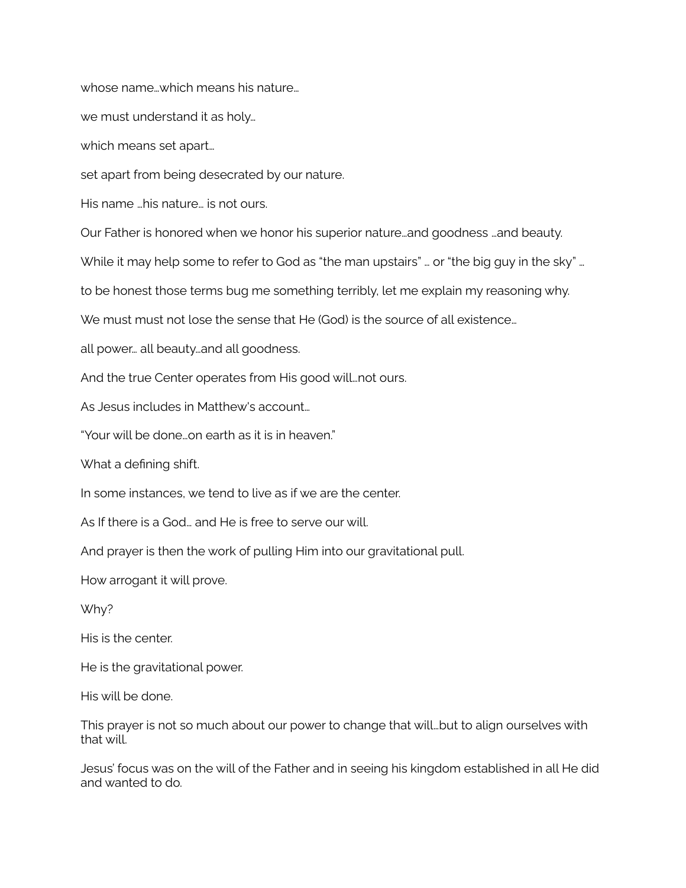whose name…which means his nature…

we must understand it as holy…

which means set apart…

set apart from being desecrated by our nature.

His name …his nature… is not ours.

Our Father is honored when we honor his superior nature…and goodness …and beauty.

While it may help some to refer to God as "the man upstairs" … or "the big guy in the sky" …

to be honest those terms bug me something terribly, let me explain my reasoning why.

We must must not lose the sense that He (God) is the source of all existence…

all power… all beauty…and all goodness.

And the true Center operates from His good will…not ours.

As Jesus includes in Matthew's account…

"Your will be done…on earth as it is in heaven."

What a defining shift.

In some instances, we tend to live as if we are the center.

As If there is a God… and He is free to serve our will.

And prayer is then the work of pulling Him into our gravitational pull.

How arrogant it will prove.

Why?

His is the center.

He is the gravitational power.

His will be done.

This prayer is not so much about our power to change that will…but to align ourselves with that will.

Jesus' focus was on the will of the Father and in seeing his kingdom established in all He did and wanted to do.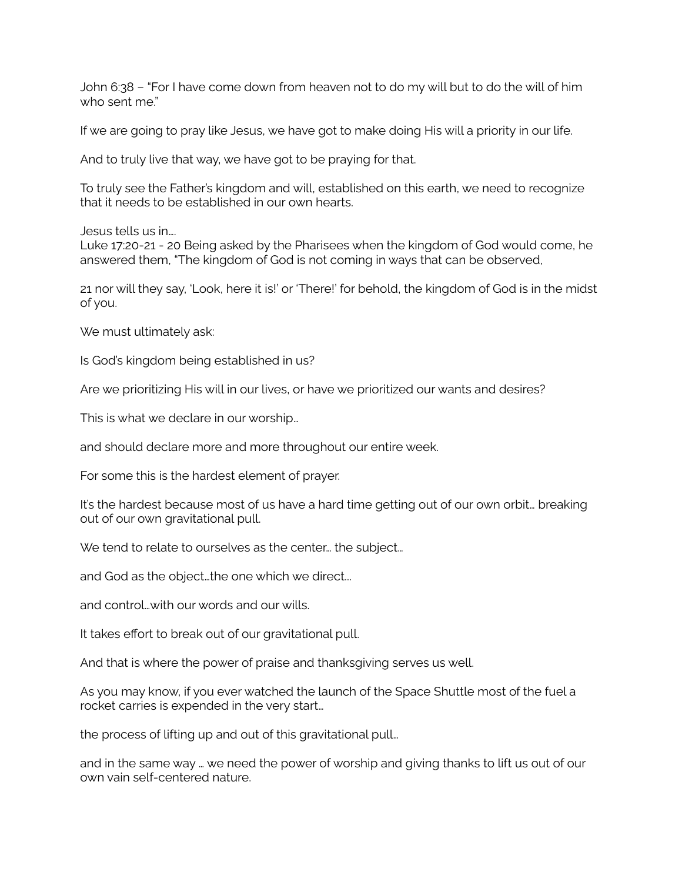John 6:38 – "For I have come down from heaven not to do my will but to do the will of him who sent me."

If we are going to pray like Jesus, we have got to make doing His will a priority in our life.

And to truly live that way, we have got to be praying for that.

To truly see the Father's kingdom and will, established on this earth, we need to recognize that it needs to be established in our own hearts.

Jesus tells us in….
Luke 17:20-21 - 20 Being asked by the Pharisees when the kingdom of God would come, he answered them, "The kingdom of God is not coming in ways that can be observed,

21 nor will they say, 'Look, here it is!' or 'There!' for behold, the kingdom of God is in the midst of you.

We must ultimately ask:

Is God's kingdom being established in us?

Are we prioritizing His will in our lives, or have we prioritized our wants and desires?

This is what we declare in our worship…

and should declare more and more throughout our entire week.

For some this is the hardest element of prayer.

It's the hardest because most of us have a hard time getting out of our own orbit… breaking out of our own gravitational pull.

We tend to relate to ourselves as the center… the subject…

and God as the object…the one which we direct…

and control…with our words and our wills.

It takes effort to break out of our gravitational pull.

And that is where the power of praise and thanksgiving serves us well.

As you may know, if you ever watched the launch of the Space Shuttle most of the fuel a rocket carries is expended in the very start…

the process of lifting up and out of this gravitational pull…

and in the same way … we need the power of worship and giving thanks to lift us out of our own vain self-centered nature.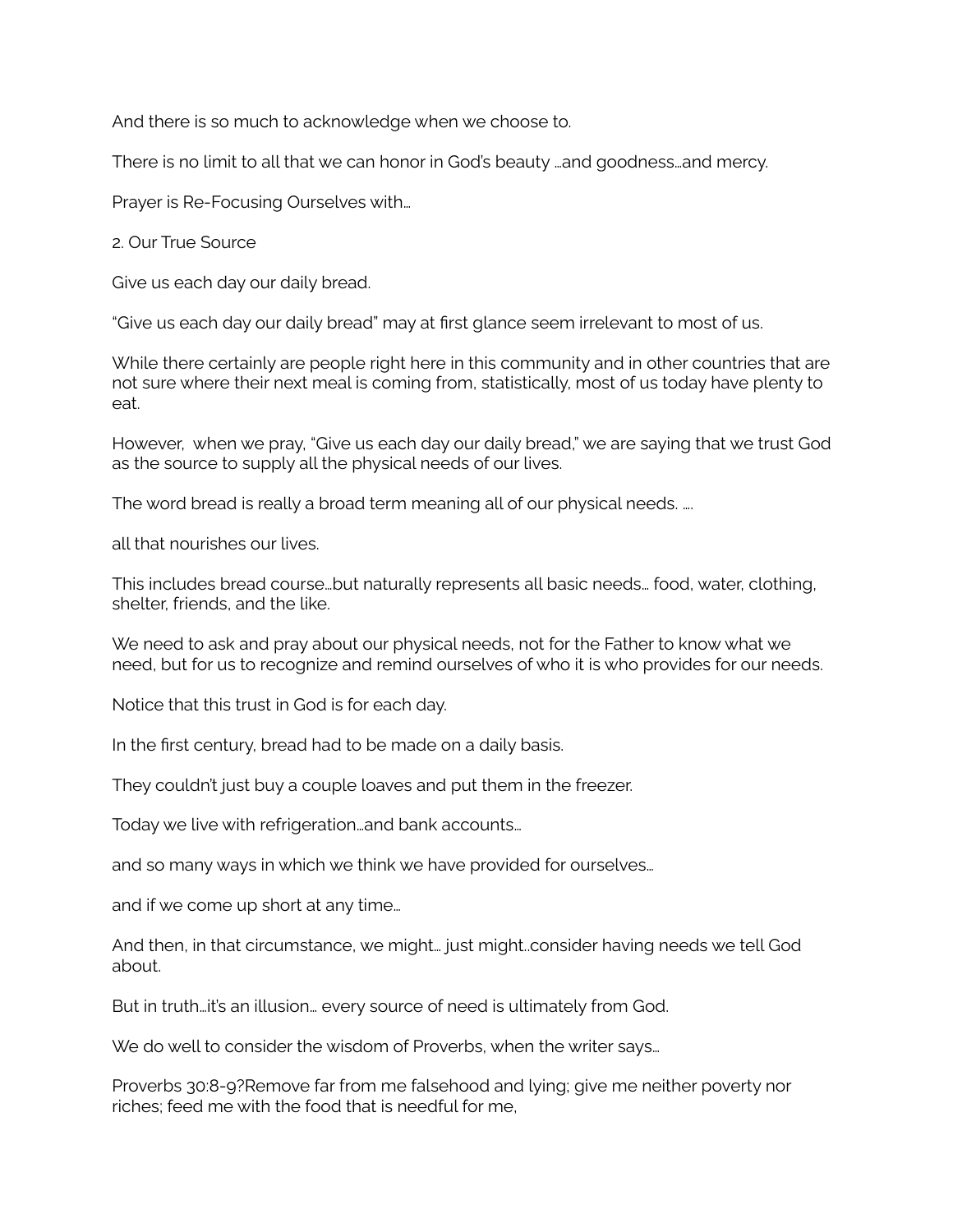And there is so much to acknowledge when we choose to.

There is no limit to all that we can honor in God's beauty …and goodness…and mercy.

Prayer is Re-Focusing Ourselves with…

2. Our True Source

Give us each day our daily bread.

"Give us each day our daily bread" may at first glance seem irrelevant to most of us.

While there certainly are people right here in this community and in other countries that are not sure where their next meal is coming from, statistically, most of us today have plenty to eat.

However,  when we pray, "Give us each day our daily bread," we are saying that we trust God as the source to supply all the physical needs of our lives.

The word bread is really a broad term meaning all of our physical needs. ….

all that nourishes our lives.

This includes bread course…but naturally represents all basic needs… food, water, clothing, shelter, friends, and the like.

We need to ask and pray about our physical needs, not for the Father to know what we need, but for us to recognize and remind ourselves of who it is who provides for our needs.

Notice that this trust in God is for each day.

In the first century, bread had to be made on a daily basis.

They couldn't just buy a couple loaves and put them in the freezer.

Today we live with refrigeration…and bank accounts…

and so many ways in which we think we have provided for ourselves…

and if we come up short at any time…

And then, in that circumstance, we might… just might..consider having needs we tell God about.

But in truth…it's an illusion… every source of need is ultimately from God.

We do well to consider the wisdom of Proverbs, when the writer says…

Proverbs 30:8-9?Remove far from me falsehood and lying; give me neither poverty nor riches; feed me with the food that is needful for me,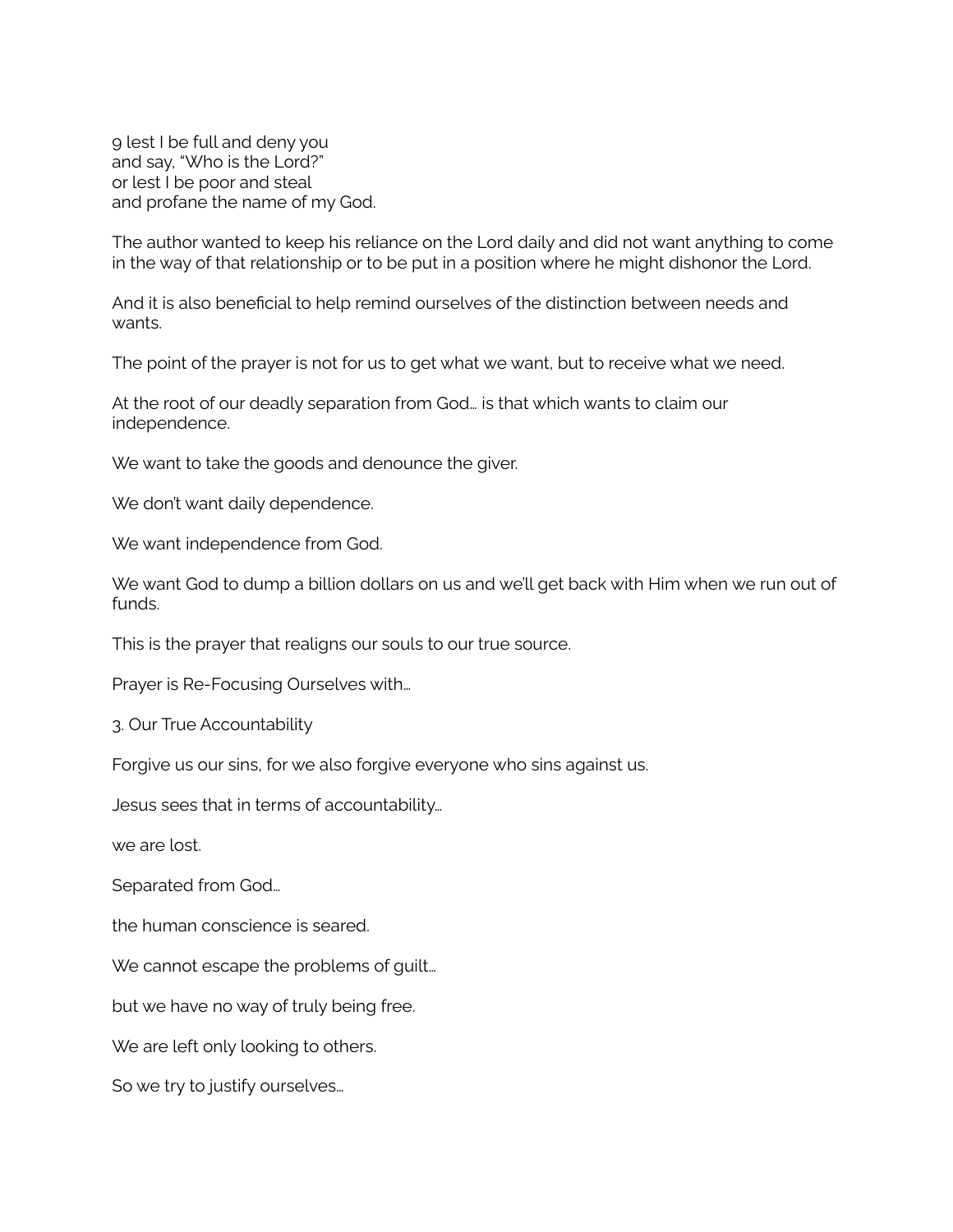9 lest I be full and deny you
and say, "Who is the Lord?"
or lest I be poor and steal
and profane the name of my God.

The author wanted to keep his reliance on the Lord daily and did not want anything to come in the way of that relationship or to be put in a position where he might dishonor the Lord.

And it is also beneficial to help remind ourselves of the distinction between needs and wants.

The point of the prayer is not for us to get what we want, but to receive what we need.

At the root of our deadly separation from God… is that which wants to claim our independence.

We want to take the goods and denounce the giver.

We don't want daily dependence.

We want independence from God.

We want God to dump a billion dollars on us and we'll get back with Him when we run out of funds.

This is the prayer that realigns our souls to our true source.

Prayer is Re-Focusing Ourselves with…

3. Our True Accountability

Forgive us our sins, for we also forgive everyone who sins against us.

Jesus sees that in terms of accountability…

we are lost.

Separated from God…

the human conscience is seared.

We cannot escape the problems of guilt…

but we have no way of truly being free.

We are left only looking to others.

So we try to justify ourselves…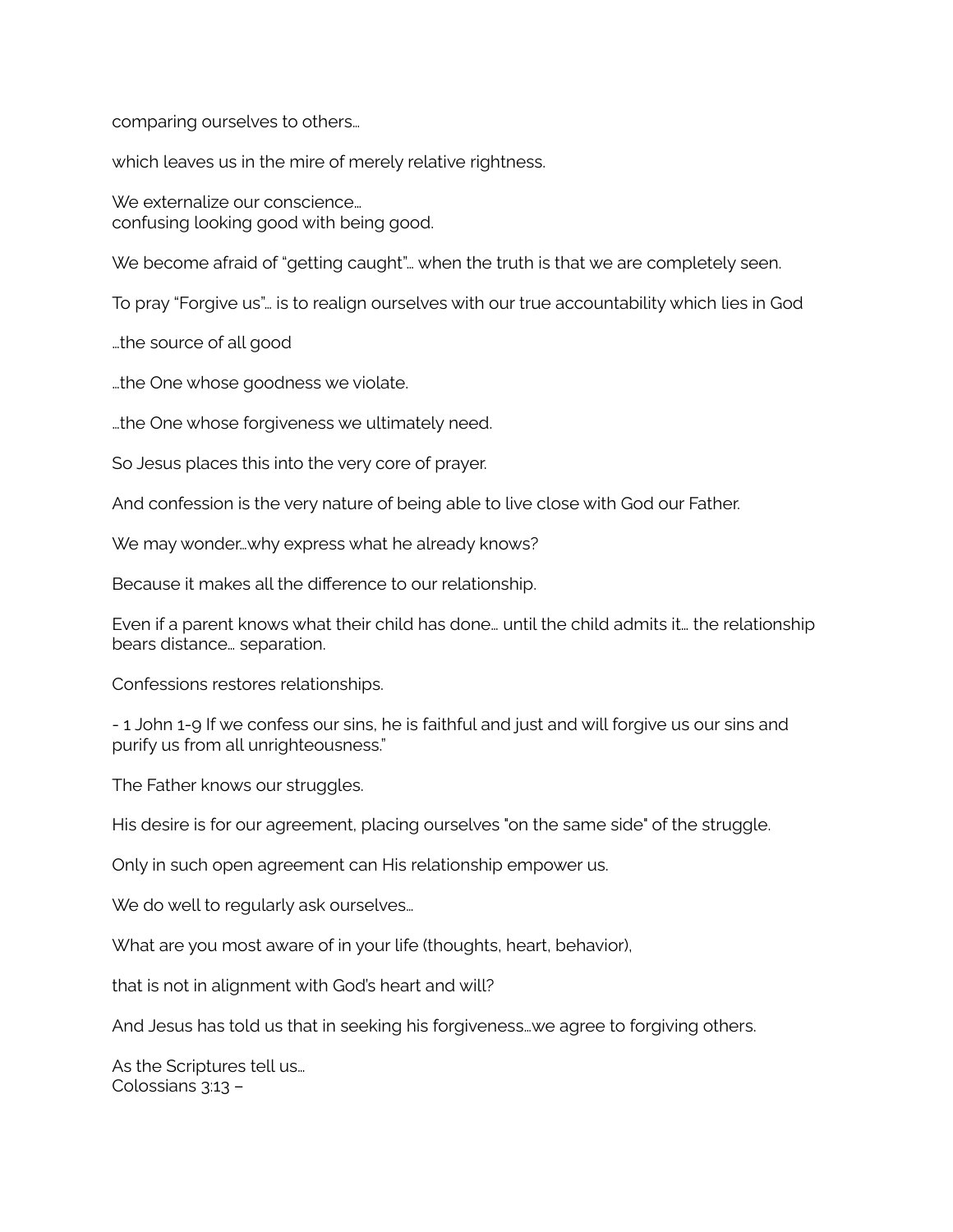comparing ourselves to others…

which leaves us in the mire of merely relative rightness.

We externalize our conscience…
confusing looking good with being good.

We become afraid of "getting caught"… when the truth is that we are completely seen.

To pray "Forgive us"… is to realign ourselves with our true accountability which lies in God

…the source of all good

…the One whose goodness we violate.

…the One whose forgiveness we ultimately need.

So Jesus places this into the very core of prayer.

And confession is the very nature of being able to live close with God our Father.

We may wonder…why express what he already knows?

Because it makes all the difference to our relationship.

Even if a parent knows what their child has done… until the child admits it… the relationship bears distance… separation.

Confessions restores relationships.

- 1 John 1-9 If we confess our sins, he is faithful and just and will forgive us our sins and purify us from all unrighteousness."

The Father knows our struggles.

His desire is for our agreement, placing ourselves "on the same side" of the struggle.

Only in such open agreement can His relationship empower us.

We do well to regularly ask ourselves…

What are you most aware of in your life (thoughts, heart, behavior),

that is not in alignment with God's heart and will?

And Jesus has told us that in seeking his forgiveness…we agree to forgiving others.

As the Scriptures tell us…
Colossians 3:13 –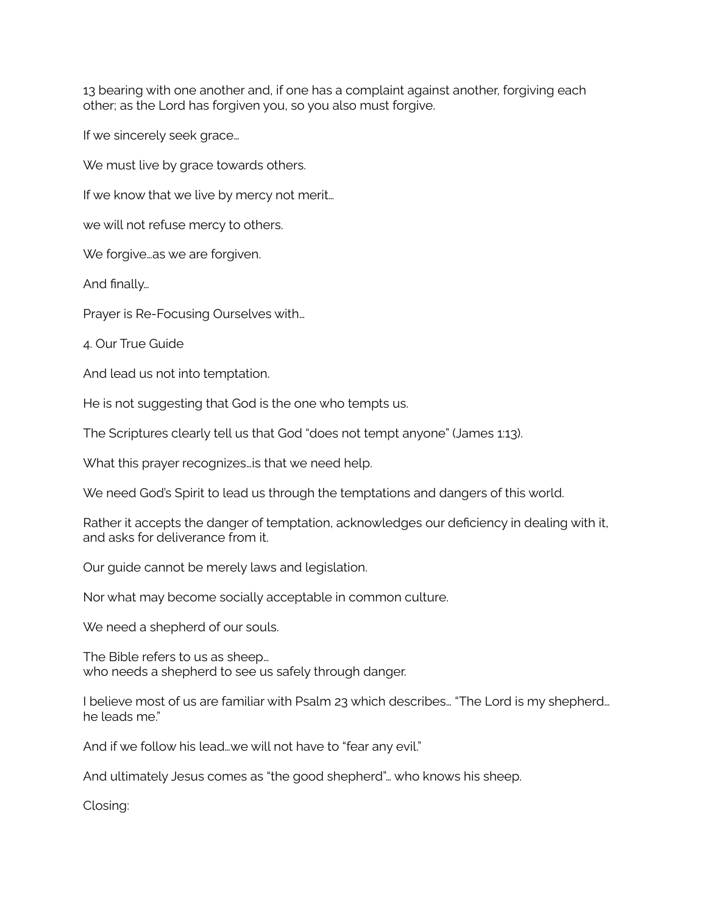13 bearing with one another and, if one has a complaint against another, forgiving each other; as the Lord has forgiven you, so you also must forgive.

If we sincerely seek grace…

We must live by grace towards others.

If we know that we live by mercy not merit…

we will not refuse mercy to others.

We forgive…as we are forgiven.

And finally…

Prayer is Re-Focusing Ourselves with…

4. Our True Guide

And lead us not into temptation.

He is not suggesting that God is the one who tempts us.

The Scriptures clearly tell us that God "does not tempt anyone" (James 1:13).

What this prayer recognizes…is that we need help.

We need God's Spirit to lead us through the temptations and dangers of this world.

Rather it accepts the danger of temptation, acknowledges our deficiency in dealing with it, and asks for deliverance from it.

Our guide cannot be merely laws and legislation.

Nor what may become socially acceptable in common culture.

We need a shepherd of our souls.

The Bible refers to us as sheep…
who needs a shepherd to see us safely through danger.

I believe most of us are familiar with Psalm 23 which describes… "The Lord is my shepherd… he leads me."

And if we follow his lead…we will not have to "fear any evil."

And ultimately Jesus comes as "the good shepherd"… who knows his sheep.

Closing: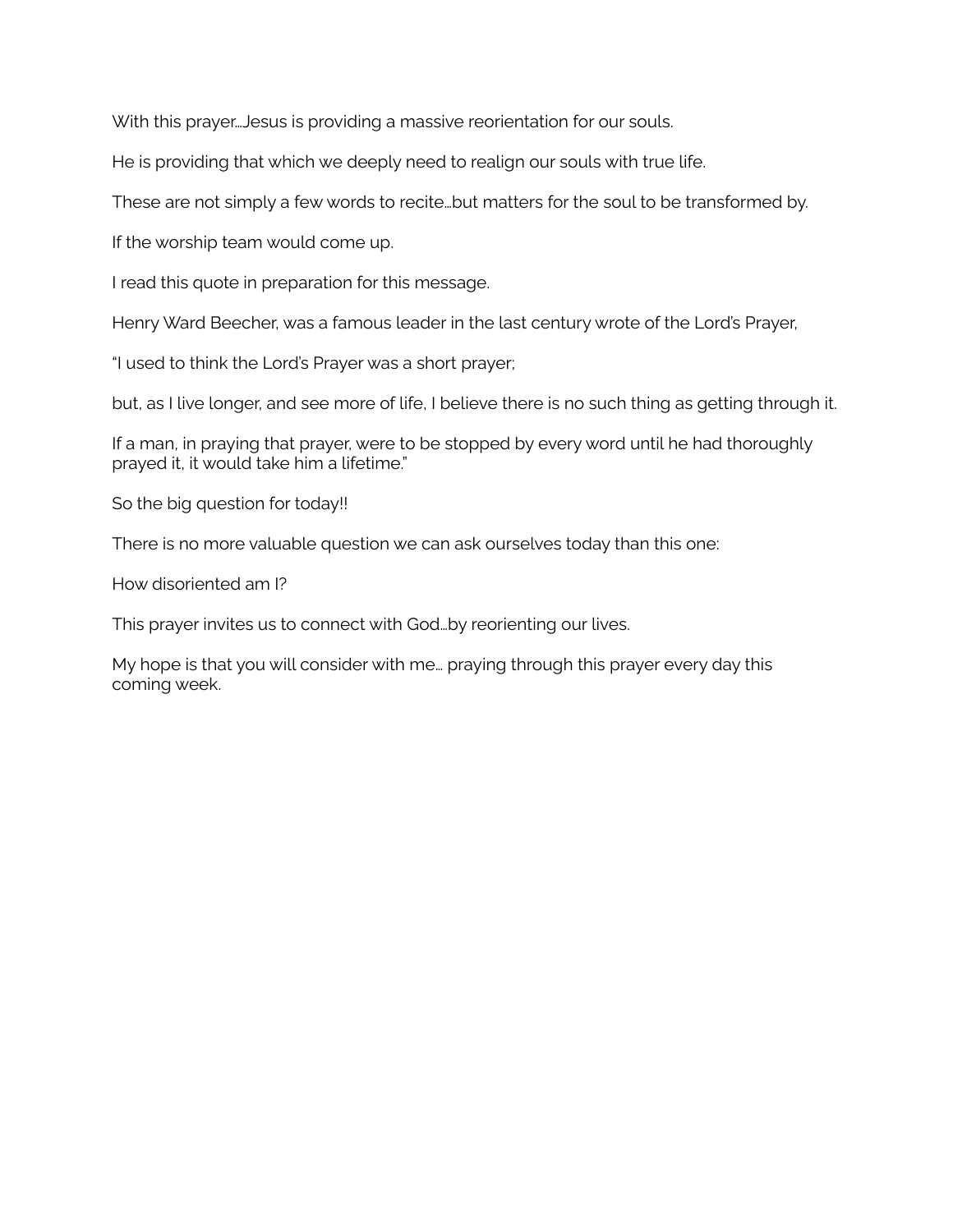With this prayer…Jesus is providing a massive reorientation for our souls.

He is providing that which we deeply need to realign our souls with true life.

These are not simply a few words to recite…but matters for the soul to be transformed by.

If the worship team would come up.

I read this quote in preparation for this message.

Henry Ward Beecher, was a famous leader in the last century wrote of the Lord's Prayer,

"I used to think the Lord's Prayer was a short prayer;

but, as I live longer, and see more of life, I believe there is no such thing as getting through it.

If a man, in praying that prayer, were to be stopped by every word until he had thoroughly prayed it, it would take him a lifetime."

So the big question for today!!

There is no more valuable question we can ask ourselves today than this one:

How disoriented am I?

This prayer invites us to connect with God…by reorienting our lives.

My hope is that you will consider with me… praying through this prayer every day this coming week.